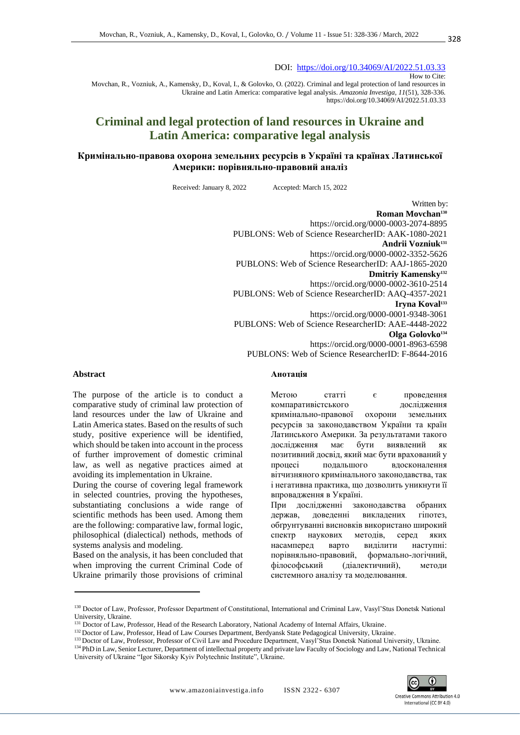DOI: https://doi.org/10.34069/AI/2022.51.03.33

How to Cite:

Movchan, R., Vozniuk, A., Kamensky, D., Koval, I., & Golovko, O. (2022). Criminal and legal protection of land resources in Ukraine and Latin America: comparative legal analysis. *Amazonia Investiga, 11*(51), 328-336. https://doi.org/10.34069/AI/2022.51.03.33

# Criminal and legal protection of land resources in Ukraine and Latin America: comparative legal analysis

## Кримінально-правова охорона земельних ресурсів в Україні та країнах Латинської Америки: порівняльно-правовий аналіз

Received: January 8, 2022 Accepted: March 15, 2022

Written by:

**Roman Movchan**[130]

https://orcid.org/0000-0003-2074-8895

PUBLONS: Web of Science ResearcherID: AAK-1080-2021

**Andrii Vozniuk**[131]

https://orcid.org/0000-0002-3352-5626

PUBLONS: Web of Science ResearcherID: AAJ-1865-2020

**Dmitriy Kamensky**[132]

https://orcid.org/0000-0002-3610-2514

PUBLONS: Web of Science ResearcherID: AAQ-4357-2021

**Iryna Koval**[133]

https://orcid.org/0000-0001-9348-3061

PUBLONS: Web of Science ResearcherID: AAE-4448-2022

**Olga Golovko**[134]

https://orcid.org/0000-0001-8963-6598

PUBLONS: Web of Science ResearcherID: F-8644-2016

### Abstract

The purpose of the article is to conduct a comparative study of criminal law protection of land resources under the law of Ukraine and Latin America states. Based on the results of such study, positive experience will be identified, which should be taken into account in the process of further improvement of domestic criminal law, as well as negative practices aimed at avoiding its implementation in Ukraine.

During the course of covering legal framework in selected countries, proving the hypotheses, substantiating conclusions a wide range of scientific methods has been used. Among them are the following: comparative law, formal logic, philosophical (dialectical) nethods, methods of systems analysis and modeling.

Based on the analysis, it has been concluded that when improving the current Criminal Code of Ukraine primarily those provisions of criminal

### Анотація

Метою статті є проведення компаративістського дослідження кримінально-правової охорони земельних ресурсів за законодавством України та країн Латинського Америки. За результатами такого дослідження має бути виявлений як позитивний досвід, який має бути врахований у процесі подальшого вдосконалення вітчизняного кримінального законодавства, так і негативна практика, що дозволить уникнути її впровадження в Україні.

При дослідженні законодавства обраних держав, доведенні викладених гіпотез, обґрунтуванні висновків використано широкий спектр наукових методів, серед яких насамперед варто виділити наступні: порівняльно-правовий, формально-логічний, філософський (діалектичний), методи системного аналізу та моделювання.

---

[130] Doctor of Law, Professor, Professor Department of Constitutional, International and Criminal Law, Vasyl'Stus Donetsk National University, Ukraine.

[131] Doctor of Law, Professor, Head of the Research Laboratory, National Academy of Internal Affairs, Ukraine.

[132] Doctor of Law, Professor, Head of Law Courses Department, Berdyansk State Pedagogical University, Ukraine.

[133] Doctor of Law, Professor, Professor of Civil Law and Procedure Department, Vasyl'Stus Donetsk National University, Ukraine.

[134] PhD in Law, Senior Lecturer, Department of intellectual property and private law Faculty of Sociology and Law, National Technical University of Ukraine "Igor Sikorsky Kyiv Polytechnic Institute", Ukraine.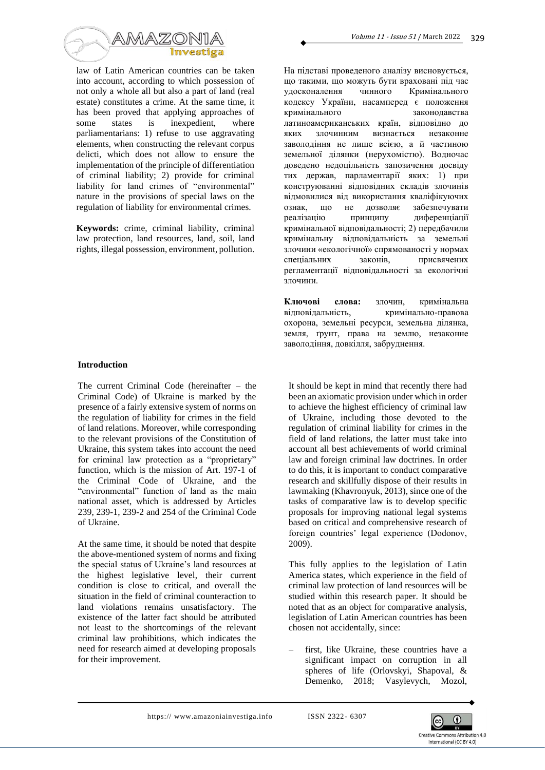law of Latin American countries can be taken into account, according to which possession of not only a whole all but also a part of land (real estate) constitutes a crime. At the same time, it has been proved that applying approaches of some states is inexpedient, where parliamentarians: 1) refuse to use aggravating elements, when constructing the relevant corpus delicti, which does not allow to ensure the implementation of the principle of differentiation of criminal liability; 2) provide for criminal liability for land crimes of "environmental" nature in the provisions of special laws on the regulation of liability for environmental crimes.

**Keywords:** crime, criminal liability, criminal law protection, land resources, land, soil, land rights, illegal possession, environment, pollution.

На підставі проведеного аналізу висновується, що такими, що можуть бути враховані під час удосконалення чинного Кримінального кодексу України, насамперед є положення кримінального законодавства латиноамериканських країн, відповідно до яких злочинним визнається незаконне заволодіння не лише всією, а й частиною земельної ділянки (нерухомістю). Водночас доведено недоцільність запозичення досвіду тих держав, парламентарії яких: 1) при конструюванні відповідних складів злочинів відмовилися від використання кваліфікуючих ознак, що не дозволяє забезпечувати реалізацію принципу диференціації кримінальної відповідальності; 2) передбачили кримінальну відповідальність за земельні злочини «екологічної» спрямованості у нормах спеціальних законів, присвячених регламентації відповідальності за екологічні злочини.

**Ключові слова:** злочин, кримінальна відповідальність, кримінально-правова охорона, земельні ресурси, земельна ділянка, земля, грунт, права на землю, незаконне заволодіння, довкілля, забруднення.

## Introduction

The current Criminal Code (hereinafter – the Criminal Code) of Ukraine is marked by the presence of a fairly extensive system of norms on the regulation of liability for crimes in the field of land relations. Moreover, while corresponding to the relevant provisions of the Constitution of Ukraine, this system takes into account the need for criminal law protection as a "proprietary" function, which is the mission of Art. 197-1 of the Criminal Code of Ukraine, and the "environmental" function of land as the main national asset, which is addressed by Articles 239, 239-1, 239-2 and 254 of the Criminal Code of Ukraine.

At the same time, it should be noted that despite the above-mentioned system of norms and fixing the special status of Ukraine's land resources at the highest legislative level, their current condition is close to critical, and overall the situation in the field of criminal counteraction to land violations remains unsatisfactory. The existence of the latter fact should be attributed not least to the shortcomings of the relevant criminal law prohibitions, which indicates the need for research aimed at developing proposals for their improvement.

It should be kept in mind that recently there had been an axiomatic provision under which in order to achieve the highest efficiency of criminal law of Ukraine, including those devoted to the regulation of criminal liability for crimes in the field of land relations, the latter must take into account all best achievements of world criminal law and foreign criminal law doctrines. In order to do this, it is important to conduct comparative research and skillfully dispose of their results in lawmaking (Khavronyuk, 2013), since one of the tasks of comparative law is to develop specific proposals for improving national legal systems based on critical and comprehensive research of foreign countries' legal experience (Dodonov, 2009).

This fully applies to the legislation of Latin America states, which experience in the field of criminal law protection of land resources will be studied within this research paper. It should be noted that as an object for comparative analysis, legislation of Latin American countries has been chosen not accidentally, since:

- first, like Ukraine, these countries have a significant impact on corruption in all spheres of life (Orlovskyi, Shapoval, & Demenko, 2018; Vasylevych, Mozol,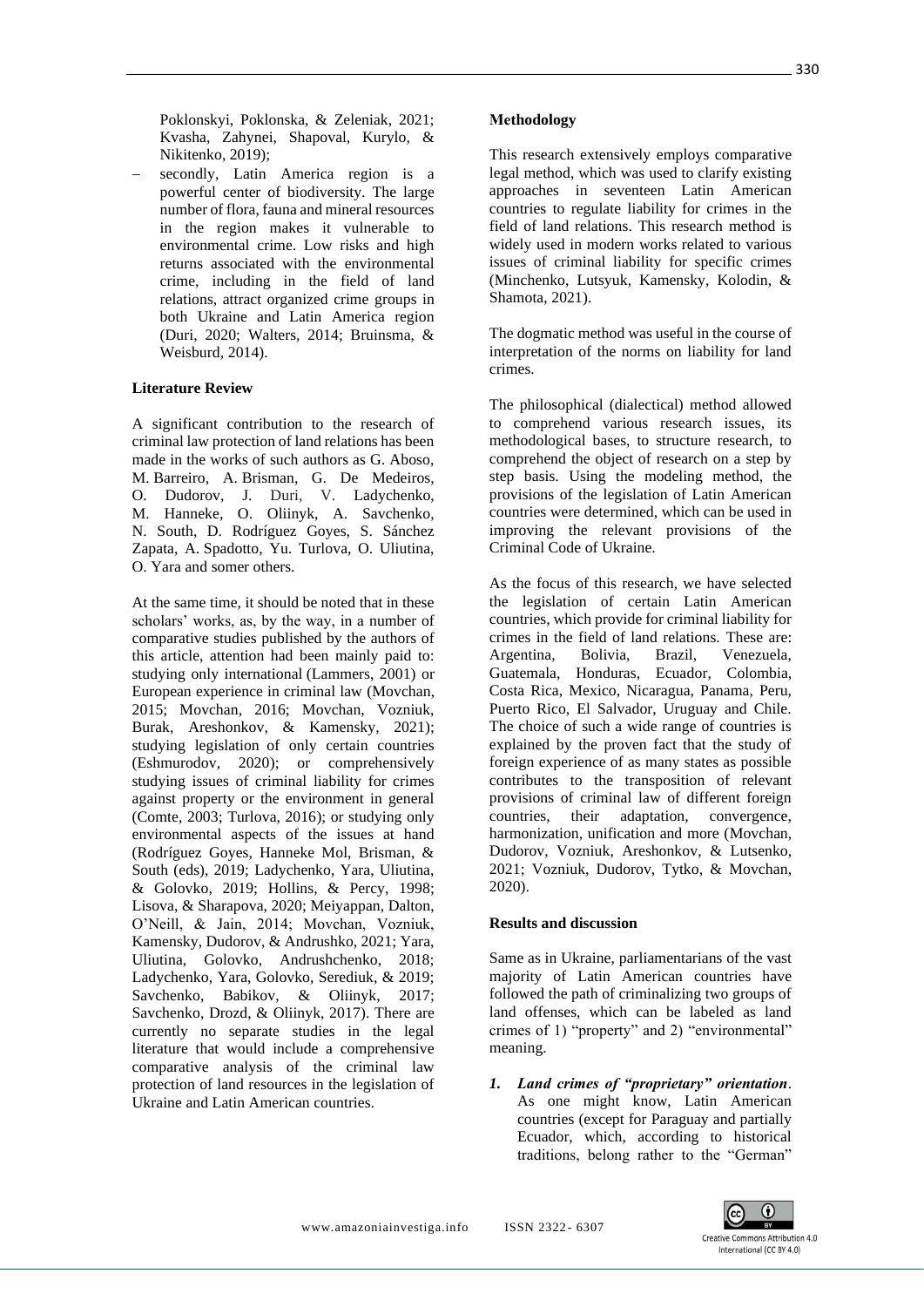Poklonskyi, Poklonska, & Zeleniak, 2021; Kvasha, Zahynei, Shapoval, Kurylo, & Nikitenko, 2019);

- secondly, Latin America region is a powerful center of biodiversity. The large number of flora, fauna and mineral resources in the region makes it vulnerable to environmental crime. Low risks and high returns associated with the environmental crime, including in the field of land relations, attract organized crime groups in both Ukraine and Latin America region (Duri, 2020; Walters, 2014; Bruinsma, & Weisburd, 2014).

## Literature Review

A significant contribution to the research of criminal law protection of land relations has been made in the works of such authors as G. Aboso, M. Barreiro, A. Brisman, G. De Medeiros, O. Dudorov, J. Duri, V. Ladychenko, M. Hanneke, O. Oliinyk, A. Savchenko, N. South, D. Rodríguez Goyes, S. Sánchez Zapata, A. Spadotto, Yu. Turlova, O. Uliutina, O. Yara and somer others.

At the same time, it should be noted that in these scholars' works, as, by the way, in a number of comparative studies published by the authors of this article, attention had been mainly paid to: studying only international (Lammers, 2001) or European experience in criminal law (Movchan, 2015; Movchan, 2016; Movchan, Vozniuk, Burak, Areshonkov, & Kamensky, 2021); studying legislation of only certain countries (Eshmurodov, 2020); or comprehensively studying issues of criminal liability for crimes against property or the environment in general (Comte, 2003; Turlova, 2016); or studying only environmental aspects of the issues at hand (Rodríguez Goyes, Hanneke Mol, Brisman, & South (eds), 2019; Ladychenko, Yara, Uliutina, & Golovko, 2019; Hollins, & Percy, 1998; Lisova, & Sharapova, 2020; Meiyappan, Dalton, O'Neill, & Jain, 2014; Movchan, Vozniuk, Kamensky, Dudorov, & Andrushko, 2021; Yara, Uliutina, Golovko, Andrushchenko, 2018; Ladychenko, Yara, Golovko, Serediuk, & 2019; Savchenko, Babikov, & Oliinyk, 2017; Savchenko, Drozd, & Oliinyk, 2017). There are currently no separate studies in the legal literature that would include a comprehensive comparative analysis of the criminal law protection of land resources in the legislation of Ukraine and Latin American countries.

## Methodology

This research extensively employs comparative legal method, which was used to clarify existing approaches in seventeen Latin American countries to regulate liability for crimes in the field of land relations. This research method is widely used in modern works related to various issues of criminal liability for specific crimes (Minchenko, Lutsyuk, Kamensky, Kolodin, & Shamota, 2021).

The dogmatic method was useful in the course of interpretation of the norms on liability for land crimes.

The philosophical (dialectical) method allowed to comprehend various research issues, its methodological bases, to structure research, to comprehend the object of research on a step by step basis. Using the modeling method, the provisions of the legislation of Latin American countries were determined, which can be used in improving the relevant provisions of the Criminal Code of Ukraine.

As the focus of this research, we have selected the legislation of certain Latin American countries, which provide for criminal liability for crimes in the field of land relations. These are: Argentina, Bolivia, Brazil, Venezuela, Guatemala, Honduras, Ecuador, Colombia, Costa Rica, Mexico, Nicaragua, Panama, Peru, Puerto Rico, El Salvador, Uruguay and Chile. The choice of such a wide range of countries is explained by the proven fact that the study of foreign experience of as many states as possible contributes to the transposition of relevant provisions of criminal law of different foreign countries, their adaptation, convergence, harmonization, unification and more (Movchan, Dudorov, Vozniuk, Areshonkov, & Lutsenko, 2021; Vozniuk, Dudorov, Tytko, & Movchan, 2020).

## Results and discussion

Same as in Ukraine, parliamentarians of the vast majority of Latin American countries have followed the path of criminalizing two groups of land offenses, which can be labeled as land crimes of 1) "property" and 2) "environmental" meaning.

1. ***Land crimes of "proprietary" orientation***. As one might know, Latin American countries (except for Paraguay and partially Ecuador, which, according to historical traditions, belong rather to the "German"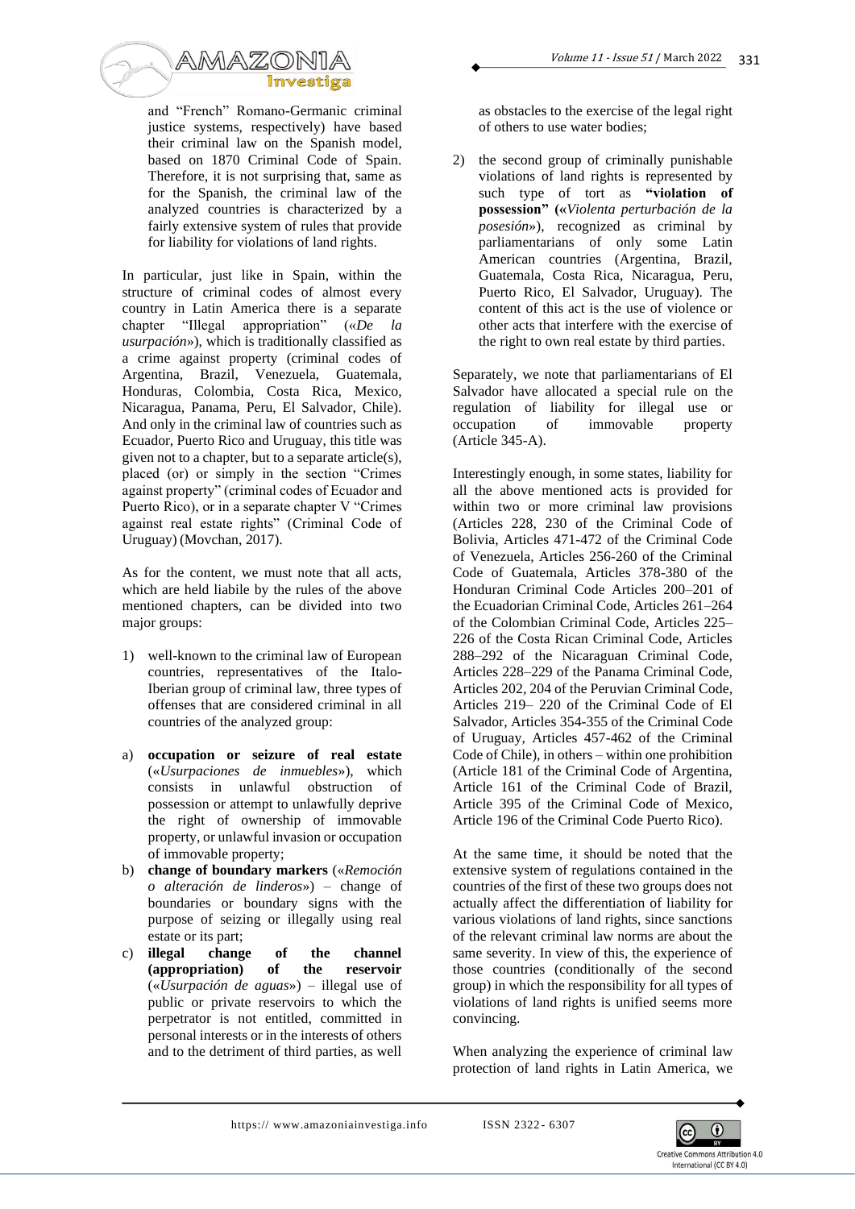and "French" Romano-Germanic criminal justice systems, respectively) have based their criminal law on the Spanish model, based on 1870 Criminal Code of Spain. Therefore, it is not surprising that, same as for the Spanish, the criminal law of the analyzed countries is characterized by a fairly extensive system of rules that provide for liability for violations of land rights.

In particular, just like in Spain, within the structure of criminal codes of almost every country in Latin America there is a separate chapter "Illegal appropriation" («*De la usurpación*»), which is traditionally classified as a crime against property (criminal codes of Argentina, Brazil, Venezuela, Guatemala, Honduras, Colombia, Costa Rica, Mexico, Nicaragua, Panama, Peru, El Salvador, Chile). And only in the criminal law of countries such as Ecuador, Puerto Rico and Uruguay, this title was given not to a chapter, but to a separate article(s), placed (or) or simply in the section "Crimes against property" (criminal codes of Ecuador and Puerto Rico), or in a separate chapter V "Crimes against real estate rights" (Criminal Code of Uruguay) (Movchan, 2017).

As for the content, we must note that all acts, which are held liabile by the rules of the above mentioned chapters, can be divided into two major groups:

1) well-known to the criminal law of European countries, representatives of the Italo-Iberian group of criminal law, three types of offenses that are considered criminal in all countries of the analyzed group:

a) **occupation or seizure of real estate** («*Usurpaciones de inmuebles*»), which consists in unlawful obstruction of possession or attempt to unlawfully deprive the right of ownership of immovable property, or unlawful invasion or occupation of immovable property;
b) **change of boundary markers** («*Remoción o alteración de linderos*») – change of boundaries or boundary signs with the purpose of seizing or illegally using real estate or its part;
c) **illegal change of the channel (appropriation) of the reservoir** («*Usurpación de aguas*») – illegal use of public or private reservoirs to which the perpetrator is not entitled, committed in personal interests or in the interests of others and to the detriment of third parties, as well as obstacles to the exercise of the legal right of others to use water bodies;

2) the second group of criminally punishable violations of land rights is represented by such type of tort as **"violation of possession" («***Violenta perturbación de la posesión*»), recognized as criminal by parliamentarians of only some Latin American countries (Argentina, Brazil, Guatemala, Costa Rica, Nicaragua, Peru, Puerto Rico, El Salvador, Uruguay). The content of this act is the use of violence or other acts that interfere with the exercise of the right to own real estate by third parties.

Separately, we note that parliamentarians of El Salvador have allocated a special rule on the regulation of liability for illegal use or occupation of immovable property (Article 345-A).

Interestingly enough, in some states, liability for all the above mentioned acts is provided for within two or more criminal law provisions (Articles 228, 230 of the Criminal Code of Bolivia, Articles 471-472 of the Criminal Code of Venezuela, Articles 256-260 of the Criminal Code of Guatemala, Articles 378-380 of the Honduran Criminal Code Articles 200–201 of the Ecuadorian Criminal Code, Articles 261–264 of the Colombian Criminal Code, Articles 225–226 of the Costa Rican Criminal Code, Articles 288–292 of the Nicaraguan Criminal Code, Articles 228–229 of the Panama Criminal Code, Articles 202, 204 of the Peruvian Criminal Code, Articles 219– 220 of the Criminal Code of El Salvador, Articles 354-355 of the Criminal Code of Uruguay, Articles 457-462 of the Criminal Code of Chile), in others – within one prohibition (Article 181 of the Criminal Code of Argentina, Article 161 of the Criminal Code of Brazil, Article 395 of the Criminal Code of Mexico, Article 196 of the Criminal Code Puerto Rico).

At the same time, it should be noted that the extensive system of regulations contained in the countries of the first of these two groups does not actually affect the differentiation of liability for various violations of land rights, since sanctions of the relevant criminal law norms are about the same severity. In view of this, the experience of those countries (conditionally of the second group) in which the responsibility for all types of violations of land rights is unified seems more convincing.

When analyzing the experience of criminal law protection of land rights in Latin America, we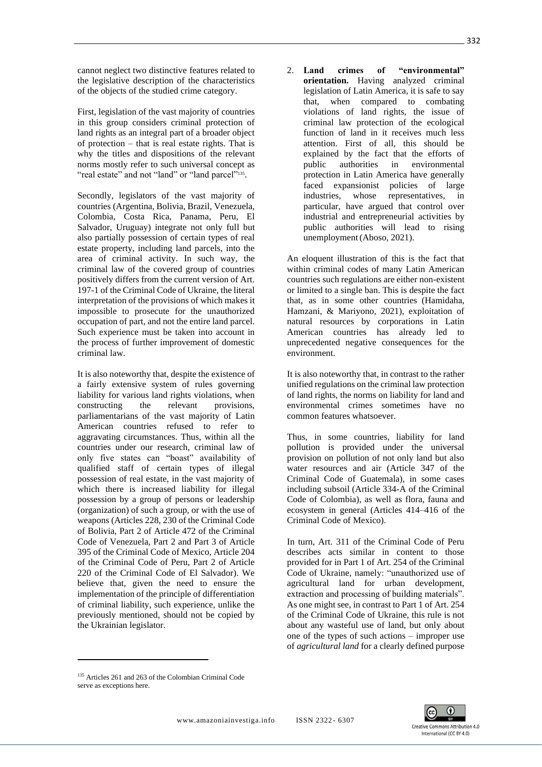cannot neglect two distinctive features related to the legislative description of the characteristics of the objects of the studied crime category.

First, legislation of the vast majority of countries in this group considers criminal protection of land rights as an integral part of a broader object of protection – that is real estate rights. That is why the titles and dispositions of the relevant norms mostly refer to such universal concept as "real estate" and not "land" or "land parcel"[135].

Secondly, legislators of the vast majority of countries (Argentina, Bolivia, Brazil, Venezuela, Colombia, Costa Rica, Panama, Peru, El Salvador, Uruguay) integrate not only full but also partially possession of certain types of real estate property, including land parcels, into the area of criminal activity. In such way, the criminal law of the covered group of countries positively differs from the current version of Art. 197-1 of the Criminal Code of Ukraine, the literal interpretation of the provisions of which makes it impossible to prosecute for the unauthorized occupation of part, and not the entire land parcel. Such experience must be taken into account in the process of further improvement of domestic criminal law.

It is also noteworthy that, despite the existence of a fairly extensive system of rules governing liability for various land rights violations, when constructing the relevant provisions, parliamentarians of the vast majority of Latin American countries refused to refer to aggravating circumstances. Thus, within all the countries under our research, criminal law of only five states can "boast" availability of qualified staff of certain types of illegal possession of real estate, in the vast majority of which there is increased liability for illegal possession by a group of persons or leadership (organization) of such a group, or with the use of weapons (Articles 228, 230 of the Criminal Code of Bolivia, Part 2 of Article 472 of the Criminal Code of Venezuela, Part 2 and Part 3 of Article 395 of the Criminal Code of Mexico, Article 204 of the Criminal Code of Peru, Part 2 of Article 220 of the Criminal Code of El Salvador). We believe that, given the need to ensure the implementation of the principle of differentiation of criminal liability, such experience, unlike the previously mentioned, should not be copied by the Ukrainian legislator.

2. **Land crimes of "environmental" orientation.** Having analyzed criminal legislation of Latin America, it is safe to say that, when compared to combating violations of land rights, the issue of criminal law protection of the ecological function of land in it receives much less attention. First of all, this should be explained by the fact that the efforts of public authorities in environmental protection in Latin America have generally faced expansionist policies of large industries, whose representatives, in particular, have argued that control over industrial and entrepreneurial activities by public authorities will lead to rising unemployment (Aboso, 2021).

An eloquent illustration of this is the fact that within criminal codes of many Latin American countries such regulations are either non-existent or limited to a single ban. This is despite the fact that, as in some other countries (Hamidaha, Hamzani, & Mariyono, 2021), exploitation of natural resources by corporations in Latin American countries has already led to unprecedented negative consequences for the environment.

It is also noteworthy that, in contrast to the rather unified regulations on the criminal law protection of land rights, the norms on liability for land and environmental crimes sometimes have no common features whatsoever.

Thus, in some countries, liability for land pollution is provided under the universal provision on pollution of not only land but also water resources and air (Article 347 of the Criminal Code of Guatemala), in some cases including subsoil (Article 334-A of the Criminal Code of Colombia), as well as flora, fauna and ecosystem in general (Articles 414–416 of the Criminal Code of Mexico).

In turn, Art. 311 of the Criminal Code of Peru describes acts similar in content to those provided for in Part 1 of Art. 254 of the Criminal Code of Ukraine, namely: "unauthorized use of agricultural land for urban development, extraction and processing of building materials". As one might see, in contrast to Part 1 of Art. 254 of the Criminal Code of Ukraine, this rule is not about any wasteful use of land, but only about one of the types of such actions – improper use of *agricultural land* for a clearly defined purpose

[135] Articles 261 and 263 of the Colombian Criminal Code serve as exceptions here.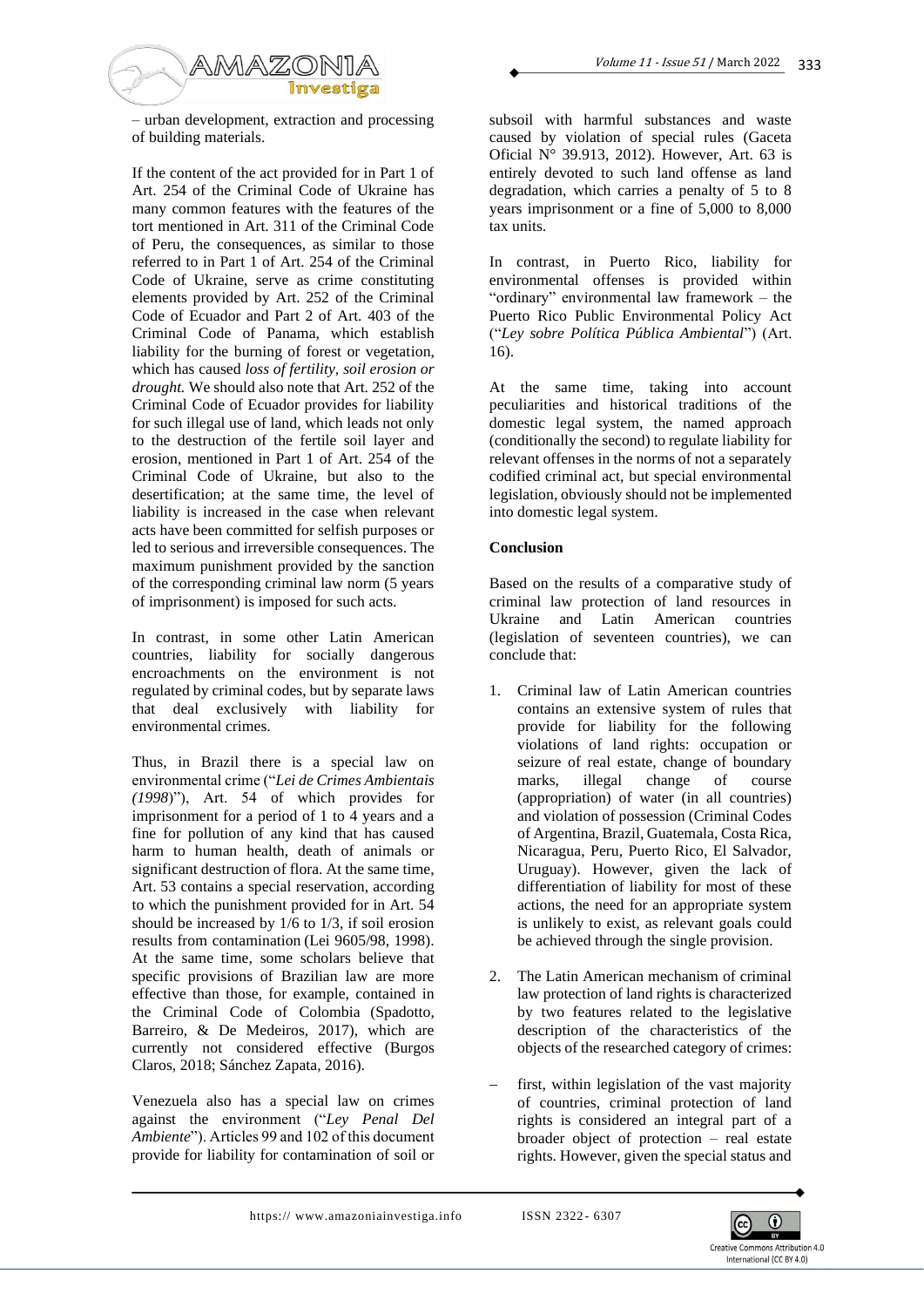– urban development, extraction and processing of building materials.

If the content of the act provided for in Part 1 of Art. 254 of the Criminal Code of Ukraine has many common features with the features of the tort mentioned in Art. 311 of the Criminal Code of Peru, the consequences, as similar to those referred to in Part 1 of Art. 254 of the Criminal Code of Ukraine, serve as crime constituting elements provided by Art. 252 of the Criminal Code of Ecuador and Part 2 of Art. 403 of the Criminal Code of Panama, which establish liability for the burning of forest or vegetation, which has caused *loss of fertility, soil erosion or drought.* We should also note that Art. 252 of the Criminal Code of Ecuador provides for liability for such illegal use of land, which leads not only to the destruction of the fertile soil layer and erosion, mentioned in Part 1 of Art. 254 of the Criminal Code of Ukraine, but also to the desertification; at the same time, the level of liability is increased in the case when relevant acts have been committed for selfish purposes or led to serious and irreversible consequences. The maximum punishment provided by the sanction of the corresponding criminal law norm (5 years of imprisonment) is imposed for such acts.

In contrast, in some other Latin American countries, liability for socially dangerous encroachments on the environment is not regulated by criminal codes, but by separate laws that deal exclusively with liability for environmental crimes.

Thus, in Brazil there is a special law on environmental crime ("*Lei de Crimes Ambientais (1998*)"), Art. 54 of which provides for imprisonment for a period of 1 to 4 years and a fine for pollution of any kind that has caused harm to human health, death of animals or significant destruction of flora. At the same time, Art. 53 contains a special reservation, according to which the punishment provided for in Art. 54 should be increased by 1/6 to 1/3, if soil erosion results from contamination (Lei 9605/98, 1998). At the same time, some scholars believe that specific provisions of Brazilian law are more effective than those, for example, contained in the Criminal Code of Colombia (Spadotto, Barreiro, & De Medeiros, 2017), which are currently not considered effective (Burgos Claros, 2018; Sánchez Zapata, 2016).

Venezuela also has a special law on crimes against the environment ("*Ley Penal Del Ambiente*"). Articles 99 and 102 of this document provide for liability for contamination of soil or subsoil with harmful substances and waste caused by violation of special rules (Gaceta Oficial N° 39.913, 2012). However, Art. 63 is entirely devoted to such land offense as land degradation, which carries a penalty of 5 to 8 years imprisonment or a fine of 5,000 to 8,000 tax units.

In contrast, in Puerto Rico, liability for environmental offenses is provided within "ordinary" environmental law framework – the Puerto Rico Public Environmental Policy Act ("*Ley sobre Política Pública Ambiental*") (Art. 16).

At the same time, taking into account peculiarities and historical traditions of the domestic legal system, the named approach (conditionally the second) to regulate liability for relevant offenses in the norms of not a separately codified criminal act, but special environmental legislation, obviously should not be implemented into domestic legal system.

## Conclusion

Based on the results of a comparative study of criminal law protection of land resources in Ukraine and Latin American countries (legislation of seventeen countries), we can conclude that:

1. Criminal law of Latin American countries contains an extensive system of rules that provide for liability for the following violations of land rights: occupation or seizure of real estate, change of boundary marks, illegal change of course (appropriation) of water (in all countries) and violation of possession (Criminal Codes of Argentina, Brazil, Guatemala, Costa Rica, Nicaragua, Peru, Puerto Rico, El Salvador, Uruguay). However, given the lack of differentiation of liability for most of these actions, the need for an appropriate system is unlikely to exist, as relevant goals could be achieved through the single provision.

2. The Latin American mechanism of criminal law protection of land rights is characterized by two features related to the legislative description of the characteristics of the objects of the researched category of crimes:

– first, within legislation of the vast majority of countries, criminal protection of land rights is considered an integral part of a broader object of protection – real estate rights. However, given the special status and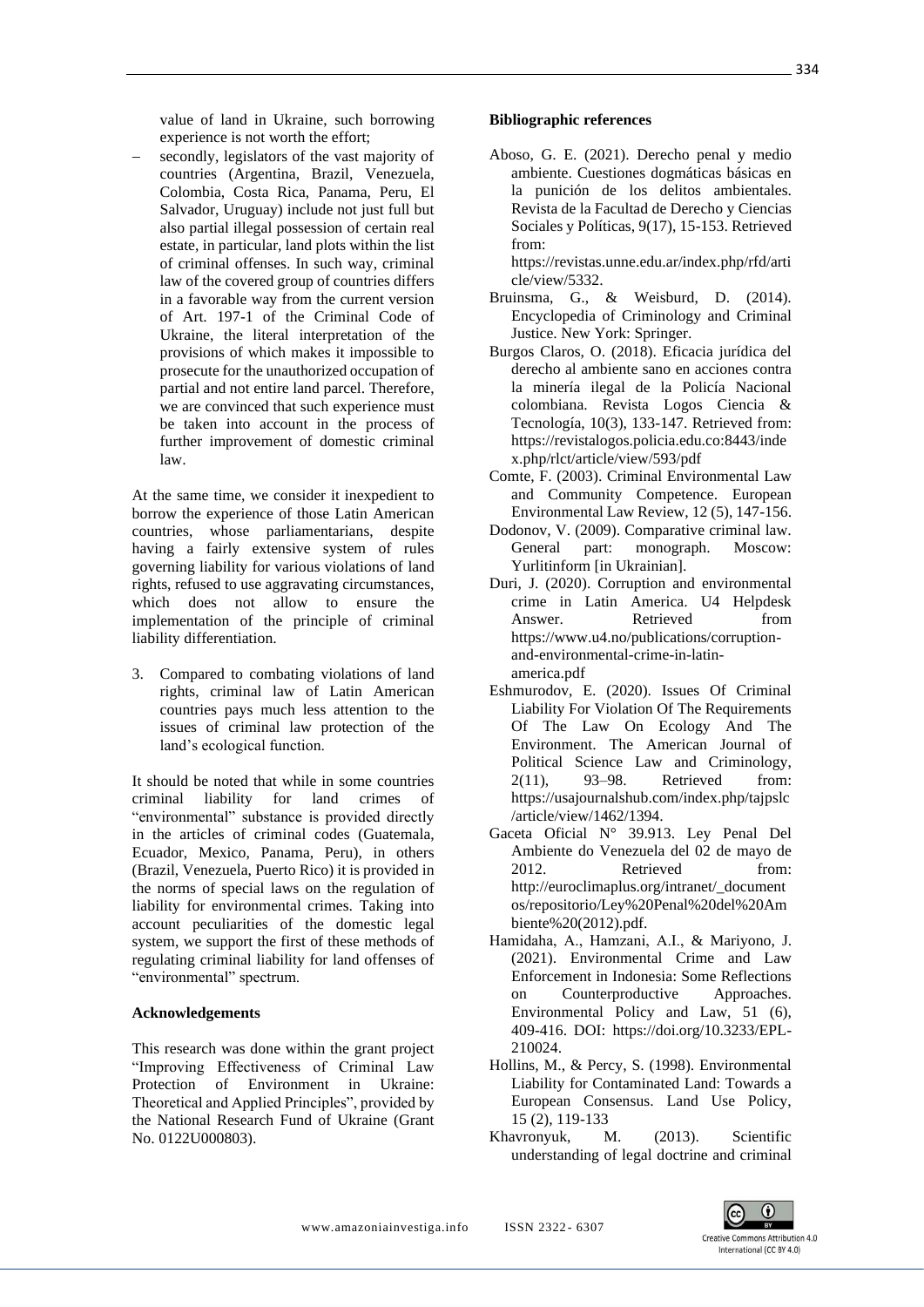value of land in Ukraine, such borrowing experience is not worth the effort;

– secondly, legislators of the vast majority of countries (Argentina, Brazil, Venezuela, Colombia, Costa Rica, Panama, Peru, El Salvador, Uruguay) include not just full but also partial illegal possession of certain real estate, in particular, land plots within the list of criminal offenses. In such way, criminal law of the covered group of countries differs in a favorable way from the current version of Art. 197-1 of the Criminal Code of Ukraine, the literal interpretation of the provisions of which makes it impossible to prosecute for the unauthorized occupation of partial and not entire land parcel. Therefore, we are convinced that such experience must be taken into account in the process of further improvement of domestic criminal law.

At the same time, we consider it inexpedient to borrow the experience of those Latin American countries, whose parliamentarians, despite having a fairly extensive system of rules governing liability for various violations of land rights, refused to use aggravating circumstances, which does not allow to ensure the implementation of the principle of criminal liability differentiation.

3. Compared to combating violations of land rights, criminal law of Latin American countries pays much less attention to the issues of criminal law protection of the land's ecological function.

It should be noted that while in some countries criminal liability for land crimes of "environmental" substance is provided directly in the articles of criminal codes (Guatemala, Ecuador, Mexico, Panama, Peru), in others (Brazil, Venezuela, Puerto Rico) it is provided in the norms of special laws on the regulation of liability for environmental crimes. Taking into account peculiarities of the domestic legal system, we support the first of these methods of regulating criminal liability for land offenses of "environmental" spectrum.

### Acknowledgements

This research was done within the grant project "Improving Effectiveness of Criminal Law Protection of Environment in Ukraine: Theoretical and Applied Principles", provided by the National Research Fund of Ukraine (Grant No. 0122U000803).

### Bibliographic references

Aboso, G. E. (2021). Derecho penal y medio ambiente. Cuestiones dogmáticas básicas en la punición de los delitos ambientales. Revista de la Facultad de Derecho y Ciencias Sociales y Políticas, 9(17), 15-153. Retrieved from: https://revistas.unne.edu.ar/index.php/rfd/article/view/5332.

Bruinsma, G., & Weisburd, D. (2014). Encyclopedia of Criminology and Criminal Justice. New York: Springer.

Burgos Claros, O. (2018). Eficacia jurídica del derecho al ambiente sano en acciones contra la minería ilegal de la Policía Nacional colombiana. Revista Logos Ciencia & Tecnología, 10(3), 133-147. Retrieved from: https://revistalogos.policia.edu.co:8443/index.php/rlct/article/view/593/pdf

Comte, F. (2003). Criminal Environmental Law and Community Competence. European Environmental Law Review, 12 (5), 147-156.

Dodonov, V. (2009). Comparative criminal law. General part: monograph. Moscow: Yurlitinform [in Ukrainian].

Duri, J. (2020). Corruption and environmental crime in Latin America. U4 Helpdesk Answer. Retrieved from https://www.u4.no/publications/corruption-and-environmental-crime-in-latin-america.pdf

Eshmurodov, E. (2020). Issues Of Criminal Liability For Violation Of The Requirements Of The Law On Ecology And The Environment. The American Journal of Political Science Law and Criminology, 2(11), 93–98. Retrieved from: https://usajournalshub.com/index.php/tajpslc/article/view/1462/1394.

Gaceta Oficial N° 39.913. Ley Penal Del Ambiente do Venezuela del 02 de mayo de 2012. Retrieved from: http://euroclimaplus.org/intranet/_documentos/repositorio/Ley%20Penal%20del%20Ambiente%20(2012).pdf.

Hamidaha, A., Hamzani, A.I., & Mariyono, J. (2021). Environmental Crime and Law Enforcement in Indonesia: Some Reflections on Counterproductive Approaches. Environmental Policy and Law, 51 (6), 409-416. DOI: https://doi.org/10.3233/EPL-210024.

Hollins, M., & Percy, S. (1998). Environmental Liability for Contaminated Land: Towards a European Consensus. Land Use Policy, 15 (2), 119-133

Khavronyuk, M. (2013). Scientific understanding of legal doctrine and criminal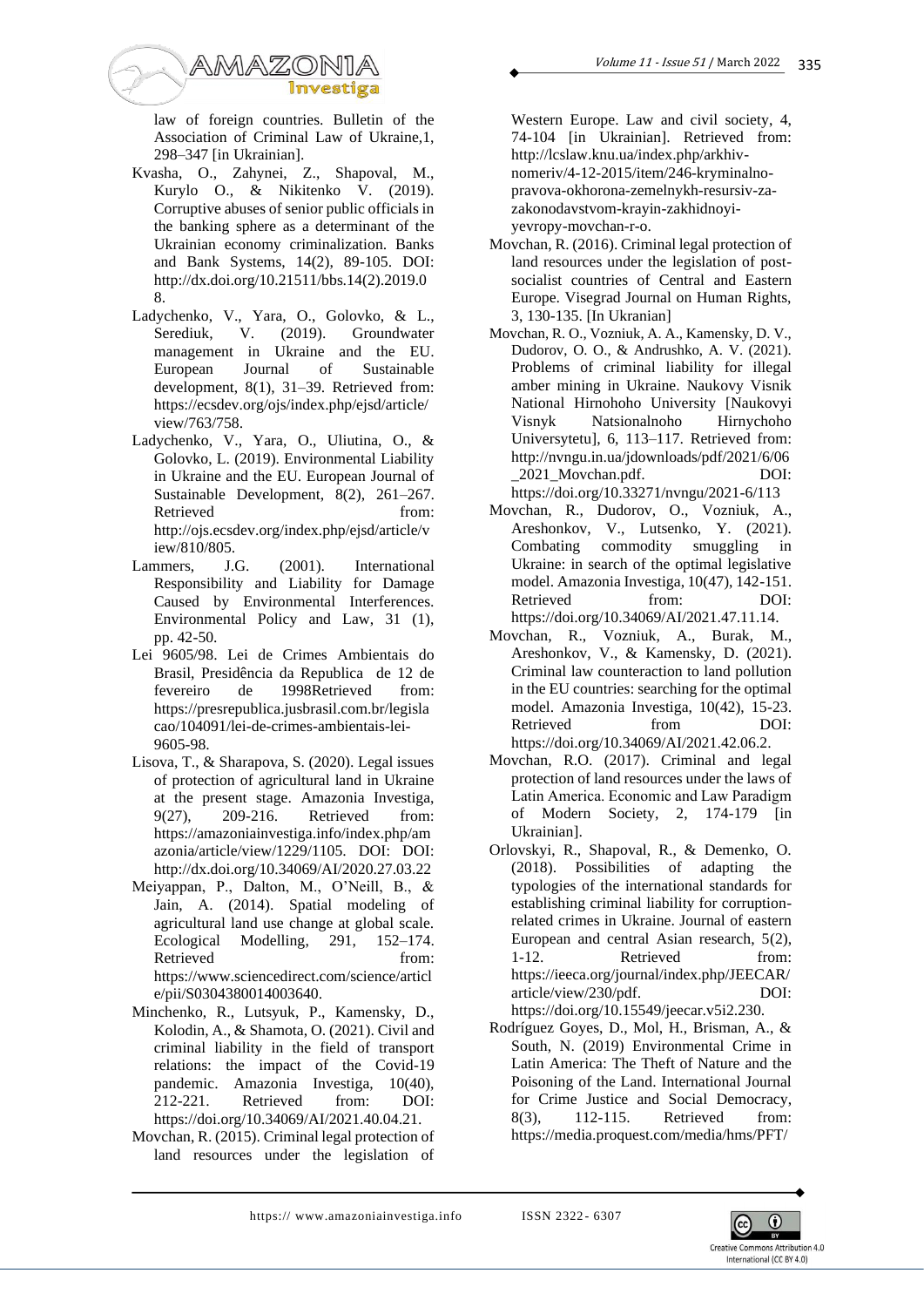law of foreign countries. Bulletin of the Association of Criminal Law of Ukraine,1, 298–347 [in Ukrainian].

Kvasha, O., Zahynei, Z., Shapoval, M., Kurylo O., & Nikitenko V. (2019). Corruptive abuses of senior public officials in the banking sphere as a determinant of the Ukrainian economy criminalization. Banks and Bank Systems, 14(2), 89-105. DOI: http://dx.doi.org/10.21511/bbs.14(2).2019.08.

Ladychenko, V., Yara, O., Golovko, & L., Serediuk, V. (2019). Groundwater management in Ukraine and the EU. European Journal of Sustainable development, 8(1), 31–39. Retrieved from: https://ecsdev.org/ojs/index.php/ejsd/article/view/763/758.

Ladychenko, V., Yara, O., Uliutina, O., & Golovko, L. (2019). Environmental Liability in Ukraine and the EU. European Journal of Sustainable Development, 8(2), 261–267. Retrieved from: http://ojs.ecsdev.org/index.php/ejsd/article/view/810/805.

Lammers, J.G. (2001). International Responsibility and Liability for Damage Caused by Environmental Interferences. Environmental Policy and Law, 31 (1), pp. 42-50.

Lei 9605/98. Lei de Crimes Ambientais do Brasil, Presidência da Republica de 12 de fevereiro de 1998Retrieved from: https://presrepublica.jusbrasil.com.br/legislacao/104091/lei-de-crimes-ambientais-lei-9605-98.

Lisova, T., & Sharapova, S. (2020). Legal issues of protection of agricultural land in Ukraine at the present stage. Amazonia Investiga, 9(27), 209-216. Retrieved from: https://amazoniainvestiga.info/index.php/amazonia/article/view/1229/1105. DOI: DOI: http://dx.doi.org/10.34069/AI/2020.27.03.22

Meiyappan, P., Dalton, M., O'Neill, B., & Jain, A. (2014). Spatial modeling of agricultural land use change at global scale. Ecological Modelling, 291, 152–174. Retrieved from: https://www.sciencedirect.com/science/article/pii/S0304380014003640.

Minchenko, R., Lutsyuk, P., Kamensky, D., Kolodin, A., & Shamota, O. (2021). Civil and criminal liability in the field of transport relations: the impact of the Covid-19 pandemic. Amazonia Investiga, 10(40), 212-221. Retrieved from: DOI: https://doi.org/10.34069/AI/2021.40.04.21.

Movchan, R. (2015). Criminal legal protection of land resources under the legislation of Western Europe. Law and civil society, 4, 74-104 [in Ukrainian]. Retrieved from: http://lcslaw.knu.ua/index.php/arkhiv-nomeriv/4-12-2015/item/246-kryminalno-pravova-okhorona-zemelnykh-resursiv-za-zakonodavstvom-krayin-zakhidnoyi-yevropy-movchan-r-o.

Movchan, R. (2016). Criminal legal protection of land resources under the legislation of post-socialist countries of Central and Eastern Europe. Visegrad Journal on Human Rights, 3, 130-135. [In Ukranian]

Movchan, R. O., Vozniuk, A. A., Kamensky, D. V., Dudorov, O. O., & Andrushko, A. V. (2021). Problems of criminal liability for illegal amber mining in Ukraine. Naukovy Visnik National Hirnohoho University [Naukovyi Visnyk Natsionalnoho Hirnychoho Universytetu], 6, 113–117. Retrieved from: http://nvngu.in.ua/jdownloads/pdf/2021/6/06_2021_Movchan.pdf. DOI: https://doi.org/10.33271/nvngu/2021-6/113

Movchan, R., Dudorov, O., Vozniuk, A., Areshonkov, V., Lutsenko, Y. (2021). Combating commodity smuggling in Ukraine: in search of the optimal legislative model. Amazonia Investiga, 10(47), 142-151. Retrieved from: DOI: https://doi.org/10.34069/AI/2021.47.11.14.

Movchan, R., Vozniuk, A., Burak, M., Areshonkov, V., & Kamensky, D. (2021). Criminal law counteraction to land pollution in the EU countries: searching for the optimal model. Amazonia Investiga, 10(42), 15-23. Retrieved from DOI: https://doi.org/10.34069/AI/2021.42.06.2.

Movchan, R.O. (2017). Criminal and legal protection of land resources under the laws of Latin America. Economic and Law Paradigm of Modern Society, 2, 174-179 [in Ukrainian].

Orlovskyi, R., Shapoval, R., & Demenko, O. (2018). Possibilities of adapting the typologies of the international standards for establishing criminal liability for corruption-related crimes in Ukraine. Journal of eastern European and central Asian research, 5(2), 1-12. Retrieved from: https://ieeca.org/journal/index.php/JEECAR/article/view/230/pdf. DOI: https://doi.org/10.15549/jeecar.v5i2.230.

Rodríguez Goyes, D., Mol, H., Brisman, A., & South, N. (2019) Environmental Crime in Latin America: The Theft of Nature and the Poisoning of the Land. International Journal for Crime Justice and Social Democracy, 8(3), 112-115. Retrieved from: https://media.proquest.com/media/hms/PFT/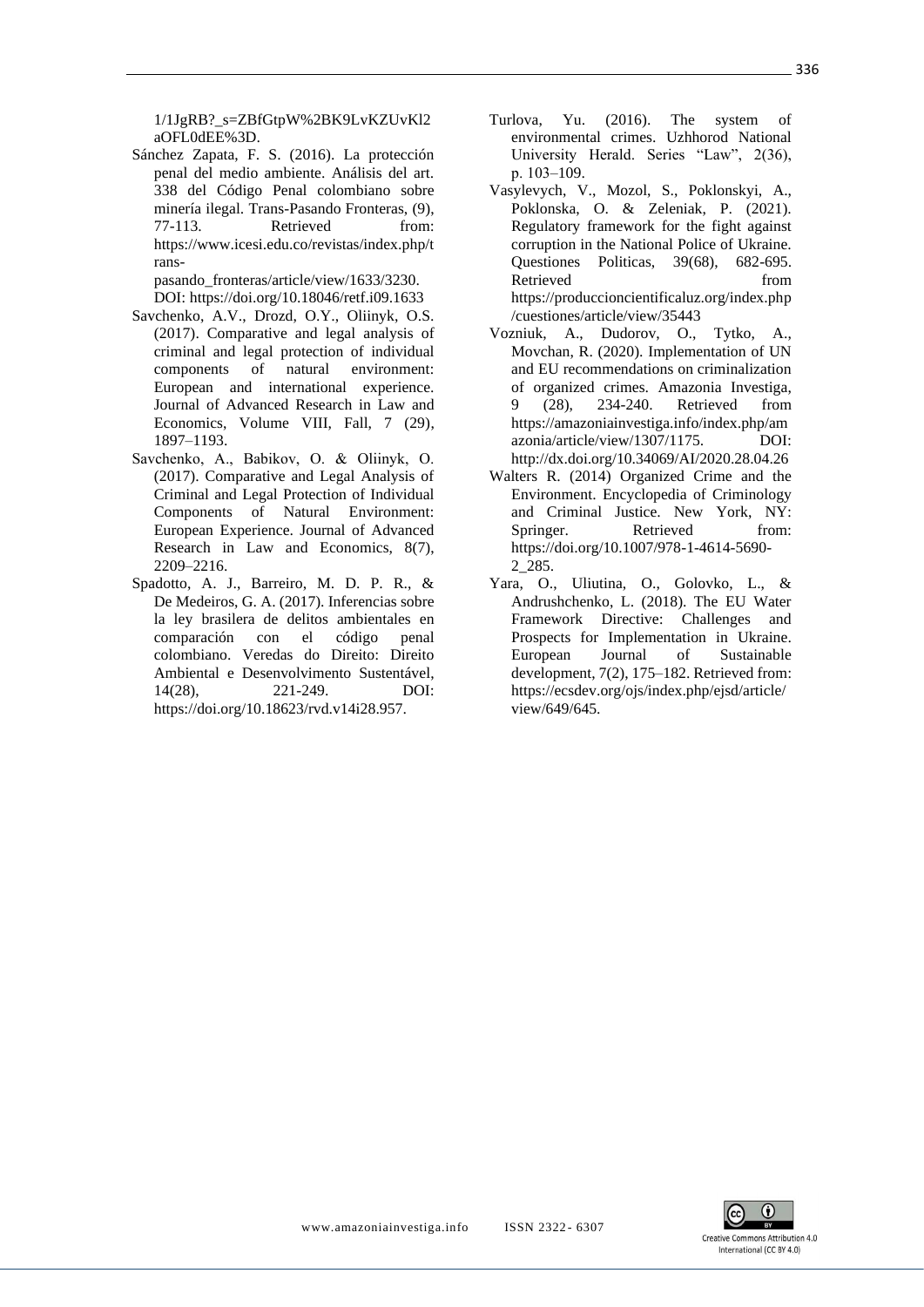1/1JgRB?_s=ZBfGtpW%2BK9LvKZUvKl2aOFL0dEE%3D.

Sánchez Zapata, F. S. (2016). La protección penal del medio ambiente. Análisis del art. 338 del Código Penal colombiano sobre minería ilegal. Trans-Pasando Fronteras, (9), 77-113. Retrieved from: https://www.icesi.edu.co/revistas/index.php/trans-pasando_fronteras/article/view/1633/3230. DOI: https://doi.org/10.18046/retf.i09.1633

Savchenko, A.V., Drozd, O.Y., Oliinyk, O.S. (2017). Comparative and legal analysis of criminal and legal protection of individual components of natural environment: European and international experience. Journal of Advanced Research in Law and Economics, Volume VIII, Fall, 7 (29), 1897–1193.

Savchenko, A., Babikov, O. & Oliinyk, O. (2017). Comparative and Legal Analysis of Criminal and Legal Protection of Individual Components of Natural Environment: European Experience. Journal of Advanced Research in Law and Economics, 8(7), 2209–2216.

Spadotto, A. J., Barreiro, M. D. P. R., & De Medeiros, G. A. (2017). Inferencias sobre la ley brasilera de delitos ambientales en comparación con el código penal colombiano. Veredas do Direito: Direito Ambiental e Desenvolvimento Sustentável, 14(28), 221-249. DOI: https://doi.org/10.18623/rvd.v14i28.957.

Turlova, Yu. (2016). The system of environmental crimes. Uzhhorod National University Herald. Series "Law", 2(36), p. 103–109.

Vasylevych, V., Mozol, S., Poklonskyi, A., Poklonska, O. & Zeleniak, P. (2021). Regulatory framework for the fight against corruption in the National Police of Ukraine. Questiones Politicas, 39(68), 682-695. Retrieved from https://produccioncientificaluz.org/index.php/cuestiones/article/view/35443

Vozniuk, A., Dudorov, O., Tytko, A., Movchan, R. (2020). Implementation of UN and EU recommendations on criminalization of organized crimes. Amazonia Investiga, 9 (28), 234-240. Retrieved from https://amazoniainvestiga.info/index.php/amazonia/article/view/1307/1175. DOI: http://dx.doi.org/10.34069/AI/2020.28.04.26

Walters R. (2014) Organized Crime and the Environment. Encyclopedia of Criminology and Criminal Justice. New York, NY: Springer. Retrieved from: https://doi.org/10.1007/978-1-4614-5690-2_285.

Yara, O., Uliutina, O., Golovko, L., & Andrushchenko, L. (2018). The EU Water Framework Directive: Challenges and Prospects for Implementation in Ukraine. European Journal of Sustainable development, 7(2), 175–182. Retrieved from: https://ecsdev.org/ojs/index.php/ejsd/article/view/649/645.